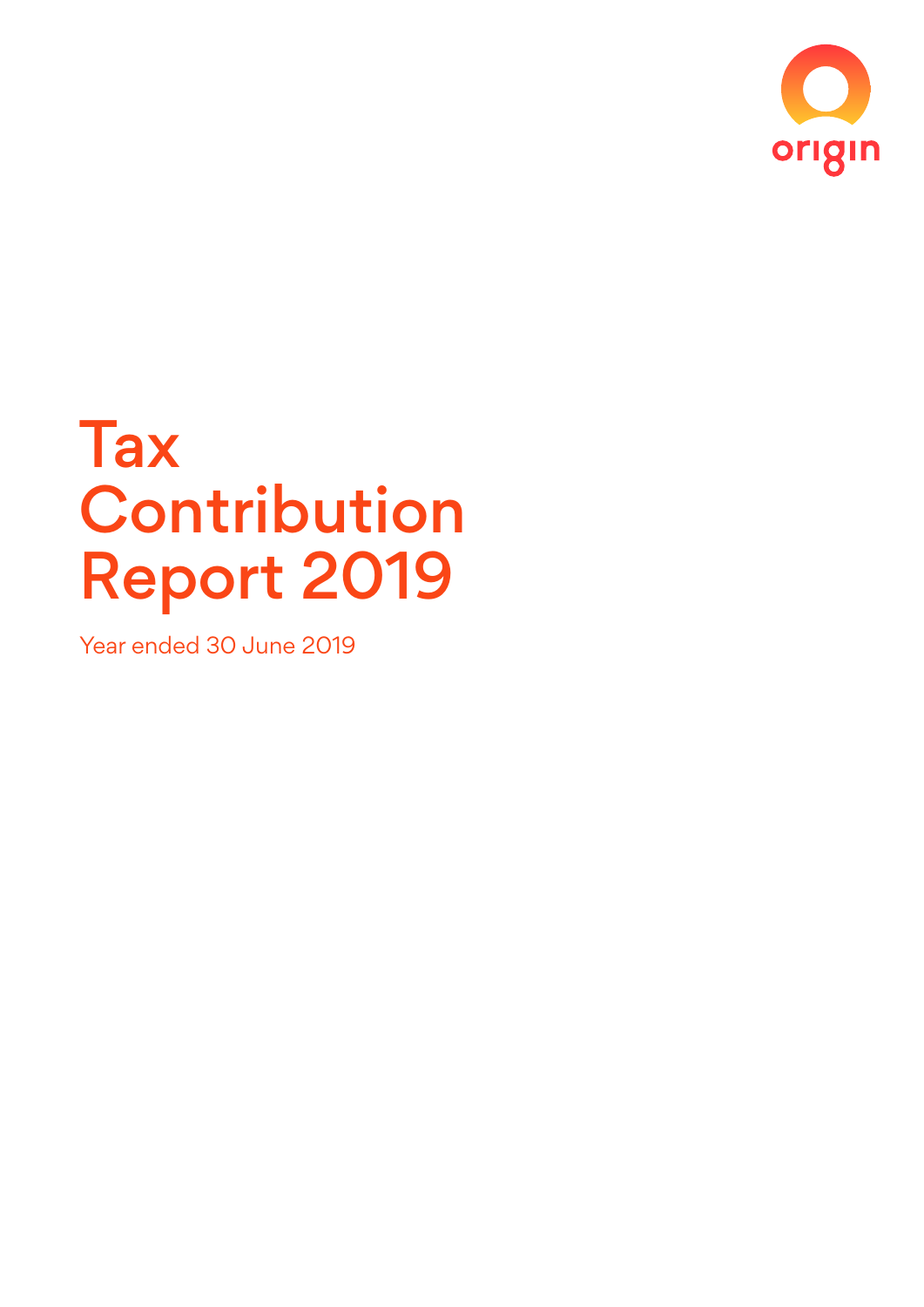origin

# Tax Contribution Report 2019

Year ended 30 June 2019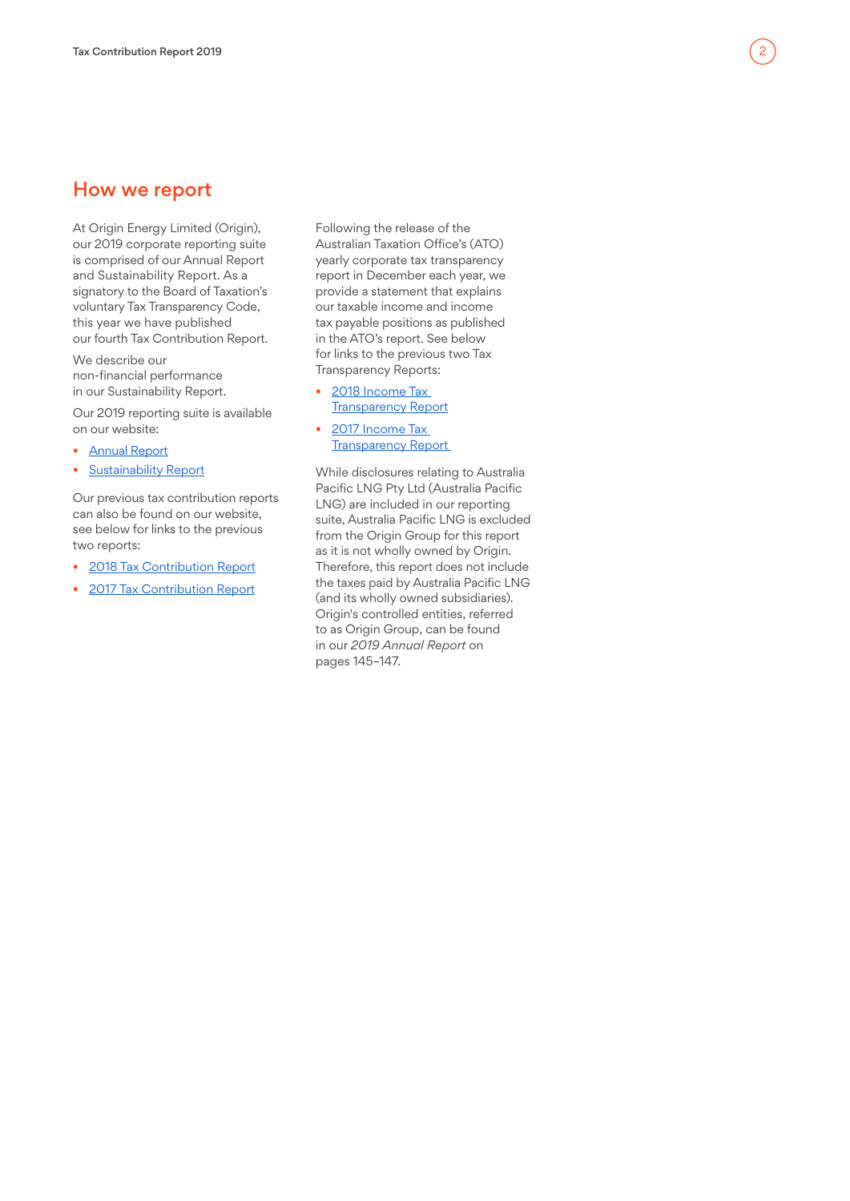## How we report

At Origin Energy Limited (Origin), our 2019 corporate reporting suite is comprised of our Annual Report and Sustainability Report. As a signatory to the Board of Taxation's voluntary Tax Transparency Code, this year we have published our fourth Tax Contribution Report.

We describe our non-financial performance in our Sustainability Report.

Our 2019 reporting suite is available on our website:

- Annual Report
- Sustainability Report

Our previous tax contribution reports can also be found on our website, see below for links to the previous two reports:

- 2018 Tax Contribution Report
- 2017 Tax Contribution Report

Following the release of the Australian Taxation Office's (ATO) yearly corporate tax transparency report in December each year, we provide a statement that explains our taxable income and income tax payable positions as published in the ATO's report. See below for links to the previous two Tax Transparency Reports:

- 2018 Income Tax Transparency Report
- 2017 Income Tax Transparency Report

While disclosures relating to Australia Pacific LNG Pty Ltd (Australia Pacific LNG) are included in our reporting suite, Australia Pacific LNG is excluded from the Origin Group for this report as it is not wholly owned by Origin. Therefore, this report does not include the taxes paid by Australia Pacific LNG (and its wholly owned subsidiaries). Origin's controlled entities, referred to as Origin Group, can be found in our *2019 Annual Report* on pages 145–147.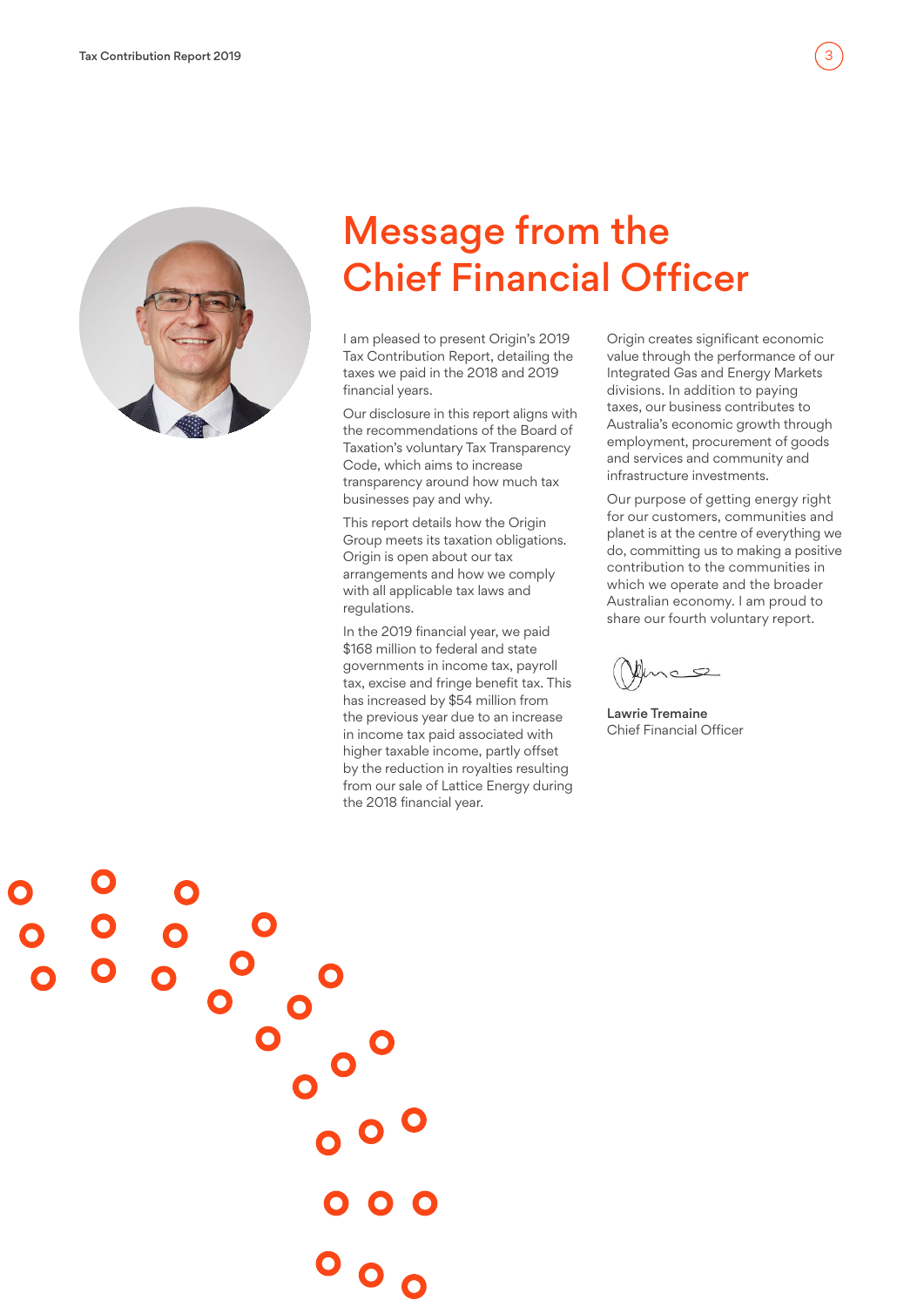# Message from the Chief Financial Officer

I am pleased to present Origin's 2019 Tax Contribution Report, detailing the taxes we paid in the 2018 and 2019 financial years.

Our disclosure in this report aligns with the recommendations of the Board of Taxation's voluntary Tax Transparency Code, which aims to increase transparency around how much tax businesses pay and why.

This report details how the Origin Group meets its taxation obligations. Origin is open about our tax arrangements and how we comply with all applicable tax laws and regulations.

In the 2019 financial year, we paid $168 million to federal and state governments in income tax, payroll tax, excise and fringe benefit tax. This has increased by $54 million from the previous year due to an increase in income tax paid associated with higher taxable income, partly offset by the reduction in royalties resulting from our sale of Lattice Energy during the 2018 financial year.

Origin creates significant economic value through the performance of our Integrated Gas and Energy Markets divisions. In addition to paying taxes, our business contributes to Australia's economic growth through employment, procurement of goods and services and community and infrastructure investments.

Our purpose of getting energy right for our customers, communities and planet is at the centre of everything we do, committing us to making a positive contribution to the communities in which we operate and the broader Australian economy. I am proud to share our fourth voluntary report.

**Lawrie Tremaine**
Chief Financial Officer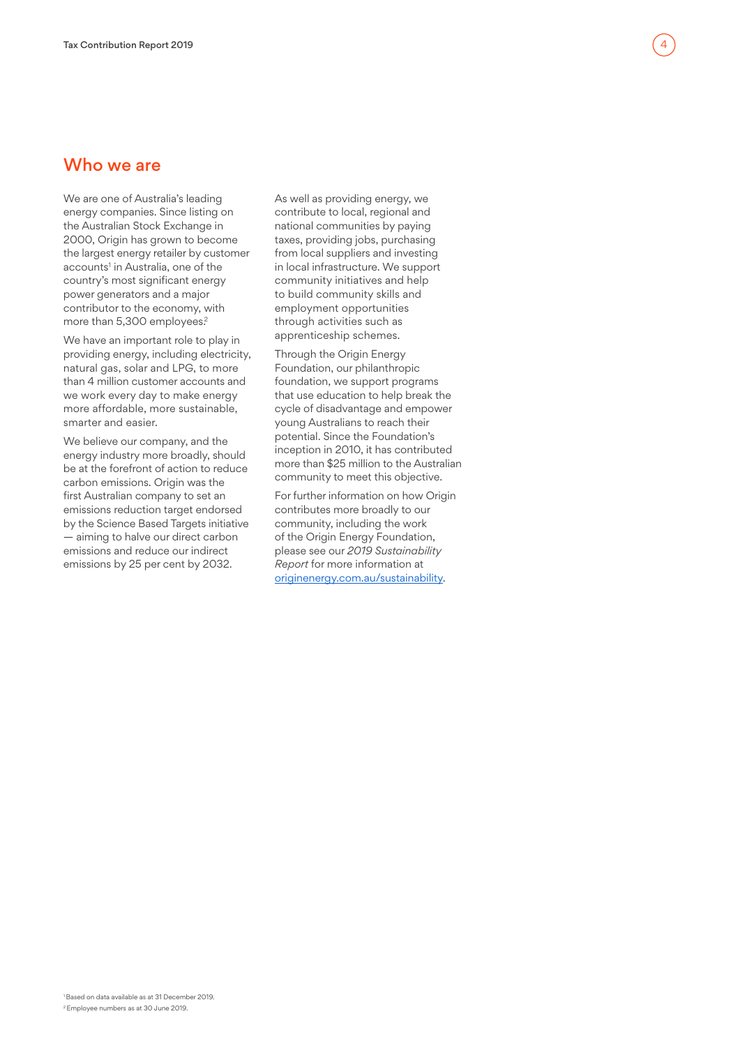## Who we are

We are one of Australia's leading energy companies. Since listing on the Australian Stock Exchange in 2000, Origin has grown to become the largest energy retailer by customer accounts[1] in Australia, one of the country's most significant energy power generators and a major contributor to the economy, with more than 5,300 employees.[2]

We have an important role to play in providing energy, including electricity, natural gas, solar and LPG, to more than 4 million customer accounts and we work every day to make energy more affordable, more sustainable, smarter and easier.

We believe our company, and the energy industry more broadly, should be at the forefront of action to reduce carbon emissions. Origin was the first Australian company to set an emissions reduction target endorsed by the Science Based Targets initiative — aiming to halve our direct carbon emissions and reduce our indirect emissions by 25 per cent by 2032.

As well as providing energy, we contribute to local, regional and national communities by paying taxes, providing jobs, purchasing from local suppliers and investing in local infrastructure. We support community initiatives and help to build community skills and employment opportunities through activities such as apprenticeship schemes.

Through the Origin Energy Foundation, our philanthropic foundation, we support programs that use education to help break the cycle of disadvantage and empower young Australians to reach their potential. Since the Foundation's inception in 2010, it has contributed more than $25 million to the Australian community to meet this objective.

For further information on how Origin contributes more broadly to our community, including the work of the Origin Energy Foundation, please see our *2019 Sustainability Report* for more information at [originenergy.com.au/sustainability](originenergy.com.au/sustainability).

[1] Based on data available as at 31 December 2019.
[2] Employee numbers as at 30 June 2019.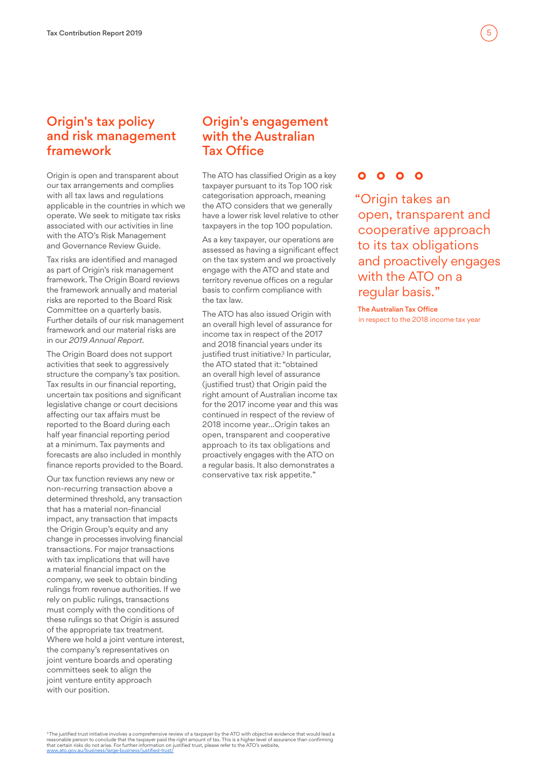## Origin's tax policy and risk management framework

Origin is open and transparent about our tax arrangements and complies with all tax laws and regulations applicable in the countries in which we operate. We seek to mitigate tax risks associated with our activities in line with the ATO's Risk Management and Governance Review Guide.

Tax risks are identified and managed as part of Origin's risk management framework. The Origin Board reviews the framework annually and material risks are reported to the Board Risk Committee on a quarterly basis. Further details of our risk management framework and our material risks are in our *2019 Annual Report*.

The Origin Board does not support activities that seek to aggressively structure the company's tax position. Tax results in our financial reporting, uncertain tax positions and significant legislative change or court decisions affecting our tax affairs must be reported to the Board during each half year financial reporting period at a minimum. Tax payments and forecasts are also included in monthly finance reports provided to the Board.

Our tax function reviews any new or non-recurring transaction above a determined threshold, any transaction that has a material non-financial impact, any transaction that impacts the Origin Group's equity and any change in processes involving financial transactions. For major transactions with tax implications that will have a material financial impact on the company, we seek to obtain binding rulings from revenue authorities. If we rely on public rulings, transactions must comply with the conditions of these rulings so that Origin is assured of the appropriate tax treatment. Where we hold a joint venture interest, the company's representatives on joint venture boards and operating committees seek to align the joint venture entity approach with our position.

## Origin's engagement with the Australian Tax Office

The ATO has classified Origin as a key taxpayer pursuant to its Top 100 risk categorisation approach, meaning the ATO considers that we generally have a lower risk level relative to other taxpayers in the top 100 population.

As a key taxpayer, our operations are assessed as having a significant effect on the tax system and we proactively engage with the ATO and state and territory revenue offices on a regular basis to confirm compliance with the tax law.

The ATO has also issued Origin with an overall high level of assurance for income tax in respect of the 2017 and 2018 financial years under its justified trust initiative.[3] In particular, the ATO stated that it: "obtained an overall high level of assurance (justified trust) that Origin paid the right amount of Australian income tax for the 2017 income year and this was continued in respect of the review of 2018 income year...Origin takes an open, transparent and cooperative approach to its tax obligations and proactively engages with the ATO on a regular basis. It also demonstrates a conservative tax risk appetite."

> "Origin takes an open, transparent and cooperative approach to its tax obligations and proactively engages with the ATO on a regular basis."
>
> **The Australian Tax Office**
> in respect to the 2018 income tax year

[3] The justified trust initiative involves a comprehensive review of a taxpayer by the ATO with objective evidence that would lead a reasonable person to conclude that the taxpayer paid the right amount of tax. This is a higher level of assurance than confirming that certain risks do not arise. For further information on justified trust, please refer to the ATO's website, www.ato.gov.au/business/large-business/justified-trust/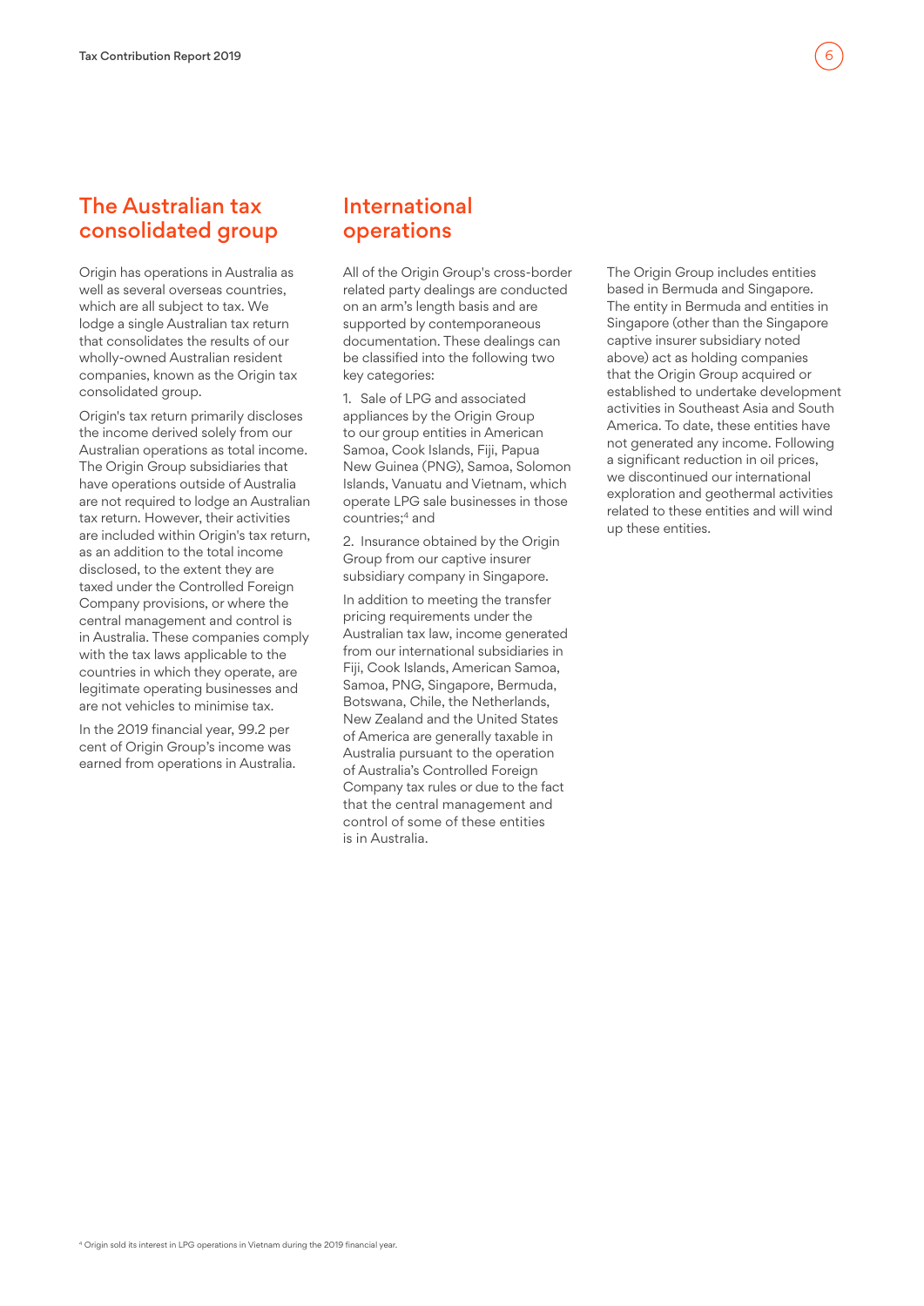## The Australian tax consolidated group

Origin has operations in Australia as well as several overseas countries, which are all subject to tax. We lodge a single Australian tax return that consolidates the results of our wholly-owned Australian resident companies, known as the Origin tax consolidated group.

Origin's tax return primarily discloses the income derived solely from our Australian operations as total income. The Origin Group subsidiaries that have operations outside of Australia are not required to lodge an Australian tax return. However, their activities are included within Origin's tax return, as an addition to the total income disclosed, to the extent they are taxed under the Controlled Foreign Company provisions, or where the central management and control is in Australia. These companies comply with the tax laws applicable to the countries in which they operate, are legitimate operating businesses and are not vehicles to minimise tax.

In the 2019 financial year, 99.2 per cent of Origin Group's income was earned from operations in Australia.

## International operations

All of the Origin Group's cross-border related party dealings are conducted on an arm's length basis and are supported by contemporaneous documentation. These dealings can be classified into the following two key categories:

1. Sale of LPG and associated appliances by the Origin Group to our group entities in American Samoa, Cook Islands, Fiji, Papua New Guinea (PNG), Samoa, Solomon Islands, Vanuatu and Vietnam, which operate LPG sale businesses in those countries;[4] and
2. Insurance obtained by the Origin Group from our captive insurer subsidiary company in Singapore.

In addition to meeting the transfer pricing requirements under the Australian tax law, income generated from our international subsidiaries in Fiji, Cook Islands, American Samoa, Samoa, PNG, Singapore, Bermuda, Botswana, Chile, the Netherlands, New Zealand and the United States of America are generally taxable in Australia pursuant to the operation of Australia's Controlled Foreign Company tax rules or due to the fact that the central management and control of some of these entities is in Australia.

The Origin Group includes entities based in Bermuda and Singapore. The entity in Bermuda and entities in Singapore (other than the Singapore captive insurer subsidiary noted above) act as holding companies that the Origin Group acquired or established to undertake development activities in Southeast Asia and South America. To date, these entities have not generated any income. Following a significant reduction in oil prices, we discontinued our international exploration and geothermal activities related to these entities and will wind up these entities.

[4] Origin sold its interest in LPG operations in Vietnam during the 2019 financial year.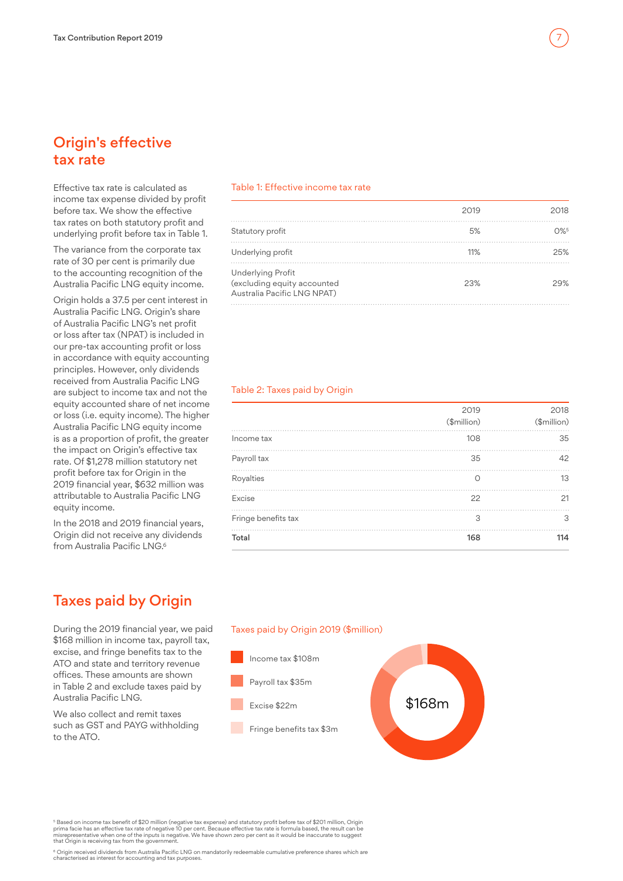## Origin's effective tax rate

Effective tax rate is calculated as income tax expense divided by profit before tax. We show the effective tax rates on both statutory profit and underlying profit before tax in Table 1.

The variance from the corporate tax rate of 30 per cent is primarily due to the accounting recognition of the Australia Pacific LNG equity income.

Origin holds a 37.5 per cent interest in Australia Pacific LNG. Origin's share of Australia Pacific LNG's net profit or loss after tax (NPAT) is included in our pre-tax accounting profit or loss in accordance with equity accounting principles. However, only dividends received from Australia Pacific LNG are subject to income tax and not the equity accounted share of net income or loss (i.e. equity income). The higher Australia Pacific LNG equity income is as a proportion of profit, the greater the impact on Origin's effective tax rate. Of $1,278 million statutory net profit before tax for Origin in the 2019 financial year, $632 million was attributable to Australia Pacific LNG equity income.

In the 2018 and 2019 financial years, Origin did not receive any dividends from Australia Pacific LNG.[6]

Table 1: Effective income tax rate

| | 2019 | 2018 |
|---|---|---|
| Statutory profit | 5% | 0%[5] |
| Underlying profit | 11% | 25% |
| Underlying Profit (excluding equity accounted Australia Pacific LNG NPAT) | 23% | 29% |

Table 2: Taxes paid by Origin

| | 2019 ($million) | 2018 ($million) |
|---|---|---|
| Income tax | 108 | 35 |
| Payroll tax | 35 | 42 |
| Royalties | 0 | 13 |
| Excise | 22 | 21 |
| Fringe benefits tax | 3 | 3 |
| **Total** | **168** | **114** |

## Taxes paid by Origin

During the 2019 financial year, we paid $168 million in income tax, payroll tax, excise, and fringe benefits tax to the ATO and state and territory revenue offices. These amounts are shown in Table 2 and exclude taxes paid by Australia Pacific LNG.

We also collect and remit taxes such as GST and PAYG withholding to the ATO.

Taxes paid by Origin 2019 ($million)

- Income tax $108m
- Payroll tax $35m
- Excise $22m
- Fringe benefits tax $3m

$168m

[5] Based on income tax benefit of $20 million (negative tax expense) and statutory profit before tax of $201 million, Origin prima facie has an effective tax rate of negative 10 per cent. Because effective tax rate is formula based, the result can be misrepresentative when one of the inputs is negative. We have shown zero per cent as it would be inaccurate to suggest that Origin is receiving tax from the government.

[6] Origin received dividends from Australia Pacific LNG on mandatorily redeemable cumulative preference shares which are characterised as interest for accounting and tax purposes.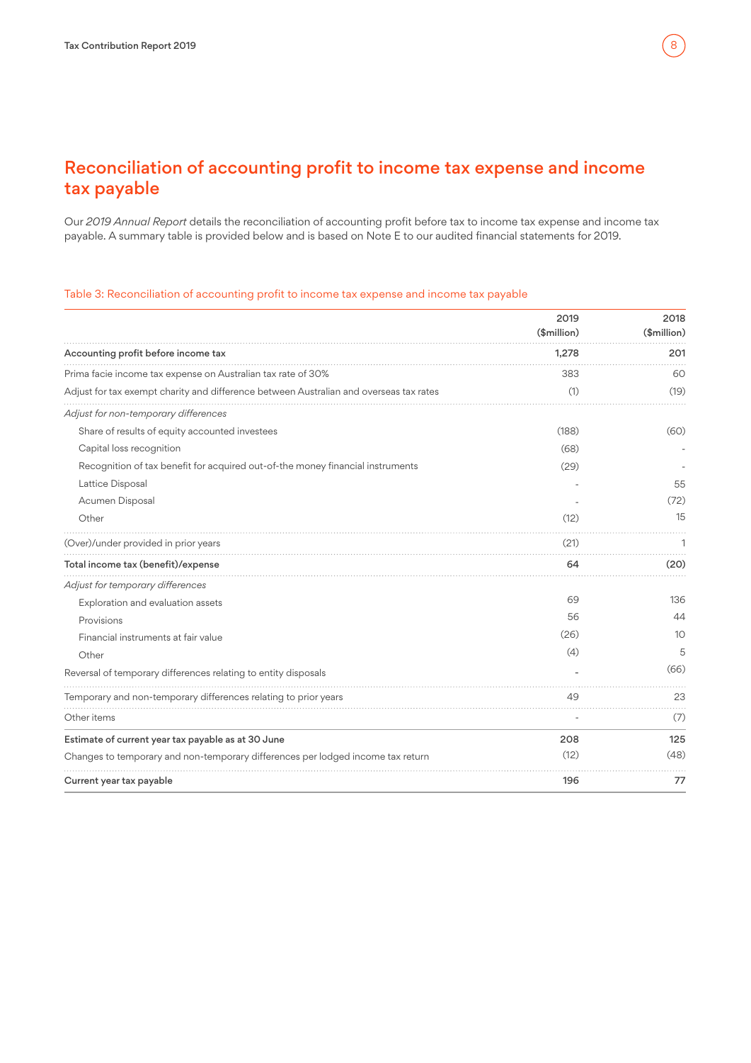# Reconciliation of accounting profit to income tax expense and income tax payable

Our *2019 Annual Report* details the reconciliation of accounting profit before tax to income tax expense and income tax payable. A summary table is provided below and is based on Note E to our audited financial statements for 2019.

Table 3: Reconciliation of accounting profit to income tax expense and income tax payable

| | 2019 ($million) | 2018 ($million) |
|---|---|---|
| **Accounting profit before income tax** | **1,278** | **201** |
| Prima facie income tax expense on Australian tax rate of 30% | 383 | 60 |
| Adjust for tax exempt charity and difference between Australian and overseas tax rates | (1) | (19) |
| *Adjust for non-temporary differences* | | |
| Share of results of equity accounted investees | (188) | (60) |
| Capital loss recognition | (68) | - |
| Recognition of tax benefit for acquired out-of-the money financial instruments | (29) | - |
| Lattice Disposal | - | 55 |
| Acumen Disposal | - | (72) |
| Other | (12) | 15 |
| (Over)/under provided in prior years | (21) | 1 |
| **Total income tax (benefit)/expense** | **64** | **(20)** |
| *Adjust for temporary differences* | | |
| Exploration and evaluation assets | 69 | 136 |
| Provisions | 56 | 44 |
| Financial instruments at fair value | (26) | 10 |
| Other | (4) | 5 |
| Reversal of temporary differences relating to entity disposals | - | (66) |
| Temporary and non-temporary differences relating to prior years | 49 | 23 |
| Other items | - | (7) |
| **Estimate of current year tax payable as at 30 June** | **208** | **125** |
| Changes to temporary and non-temporary differences per lodged income tax return | (12) | (48) |
| **Current year tax payable** | **196** | **77** |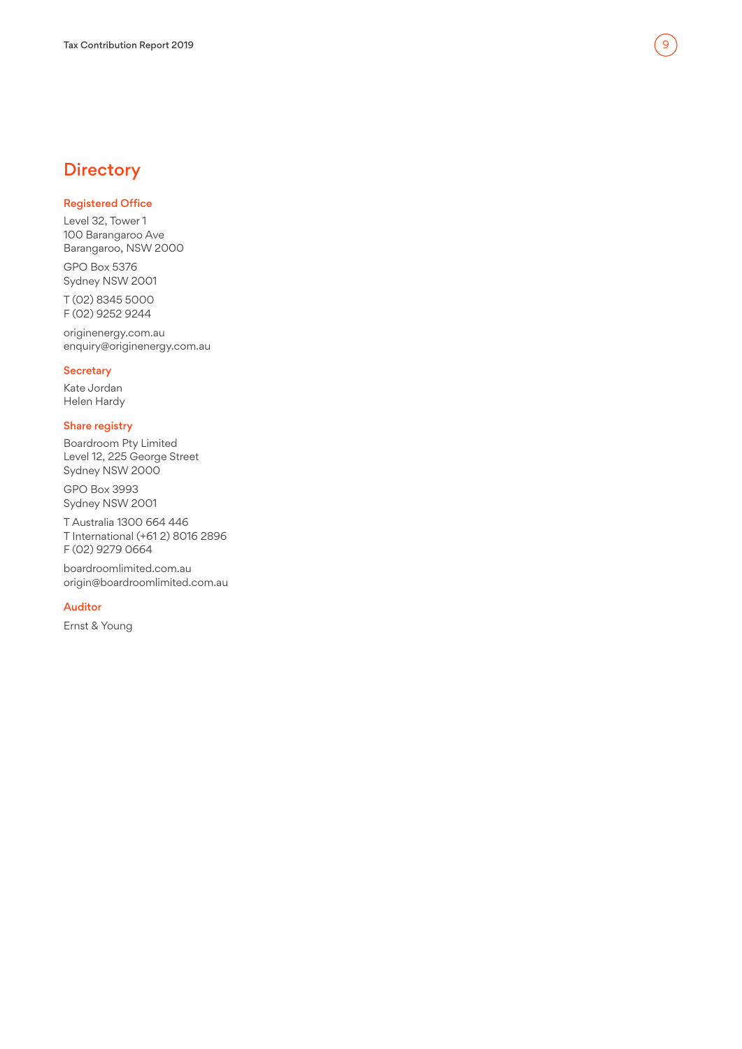# Directory

## Registered Office

Level 32, Tower 1
100 Barangaroo Ave
Barangaroo, NSW 2000

GPO Box 5376
Sydney NSW 2001

T (02) 8345 5000
F (02) 9252 9244

originenergy.com.au
enquiry@originenergy.com.au

## Secretary

Kate Jordan
Helen Hardy

## Share registry

Boardroom Pty Limited
Level 12, 225 George Street
Sydney NSW 2000

GPO Box 3993
Sydney NSW 2001

T Australia 1300 664 446
T International (+61 2) 8016 2896
F (02) 9279 0664

boardroomlimited.com.au
origin@boardroomlimited.com.au

## Auditor

Ernst & Young